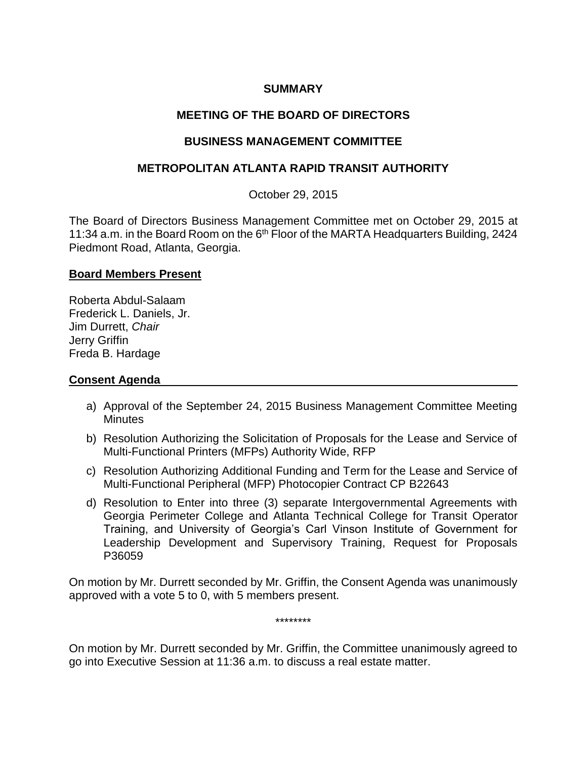# SUMMARY

## MEETING OF THE BOARD OF DIRECTORS

## BUSINESS MANAGEMENT COMMITTEE

## METROPOLITAN ATLANTA RAPID TRANSIT AUTHORITY

October 29, 2015

The Board of Directors Business Management Committee met on October 29, 2015 at 11:34 a.m. in the Board Room on the 6th Floor of the MARTA Headquarters Building, 2424 Piedmont Road, Atlanta, Georgia.

**Board Members Present**

Roberta Abdul-Salaam
Frederick L. Daniels, Jr.
Jim Durrett, *Chair*
Jerry Griffin
Freda B. Hardage

**Consent Agenda**

a) Approval of the September 24, 2015 Business Management Committee Meeting Minutes

b) Resolution Authorizing the Solicitation of Proposals for the Lease and Service of Multi-Functional Printers (MFPs) Authority Wide, RFP

c) Resolution Authorizing Additional Funding and Term for the Lease and Service of Multi-Functional Peripheral (MFP) Photocopier Contract CP B22643

d) Resolution to Enter into three (3) separate Intergovernmental Agreements with Georgia Perimeter College and Atlanta Technical College for Transit Operator Training, and University of Georgia's Carl Vinson Institute of Government for Leadership Development and Supervisory Training, Request for Proposals P36059

On motion by Mr. Durrett seconded by Mr. Griffin, the Consent Agenda was unanimously approved with a vote 5 to 0, with 5 members present.

********

On motion by Mr. Durrett seconded by Mr. Griffin, the Committee unanimously agreed to go into Executive Session at 11:36 a.m. to discuss a real estate matter.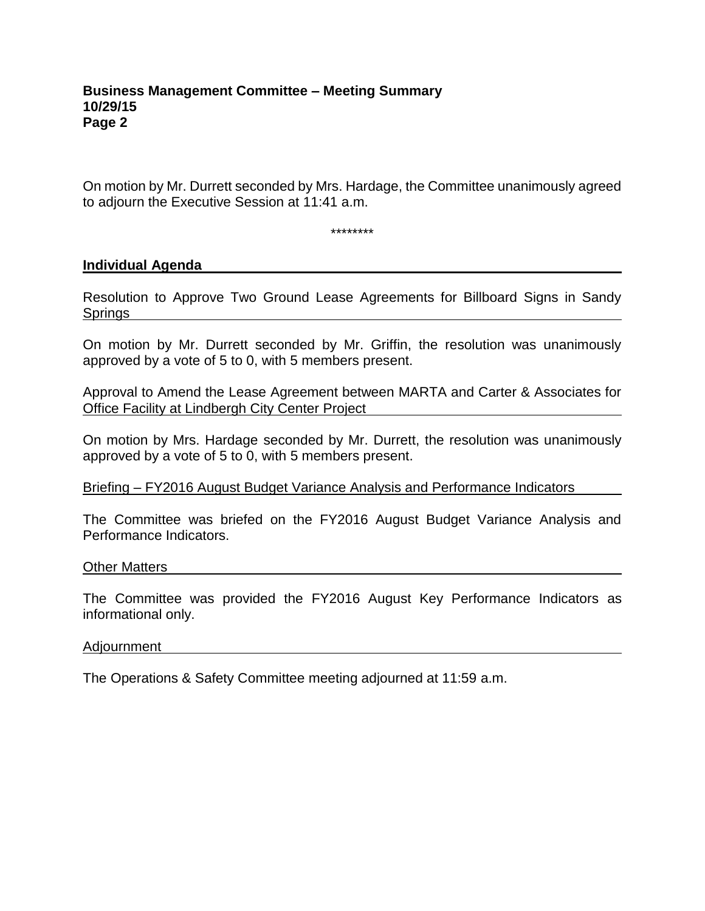On motion by Mr. Durrett seconded by Mrs. Hardage, the Committee unanimously agreed to adjourn the Executive Session at 11:41 a.m.

********

## Individual Agenda

Resolution to Approve Two Ground Lease Agreements for Billboard Signs in Sandy Springs

On motion by Mr. Durrett seconded by Mr. Griffin, the resolution was unanimously approved by a vote of 5 to 0, with 5 members present.

Approval to Amend the Lease Agreement between MARTA and Carter & Associates for Office Facility at Lindbergh City Center Project

On motion by Mrs. Hardage seconded by Mr. Durrett, the resolution was unanimously approved by a vote of 5 to 0, with 5 members present.

Briefing – FY2016 August Budget Variance Analysis and Performance Indicators

The Committee was briefed on the FY2016 August Budget Variance Analysis and Performance Indicators.

Other Matters

The Committee was provided the FY2016 August Key Performance Indicators as informational only.

Adjournment

The Operations & Safety Committee meeting adjourned at 11:59 a.m.